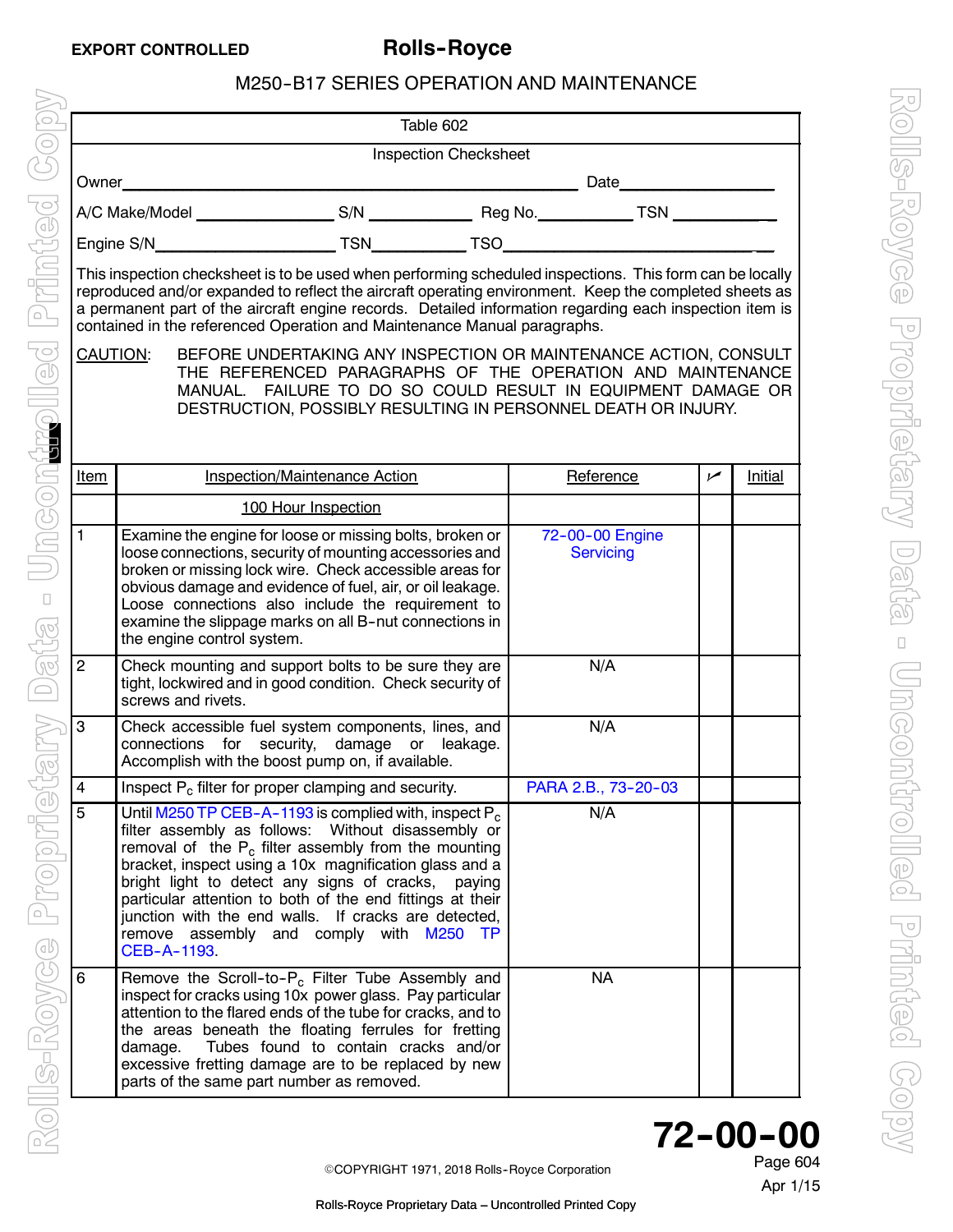Table 602

Inspection Checksheet

Owner\_\_\_\_\_\_\_\_\_\_\_\_\_\_\_\_\_\_\_\_\_\_\_\_\_\_\_\_\_\_\_\_\_\_\_\_\_\_\_\_\_\_\_\_\_\_ Date\_\_\_\_\_\_\_\_\_\_\_\_\_\_\_\_

A/C Make/Model \_\_\_\_\_\_\_\_\_\_\_\_\_\_\_ S/N \_\_\_\_\_\_\_\_\_\_\_ Reg No.\_\_\_\_\_\_\_\_\_\_ TSN \_\_\_\_\_\_\_\_\_\_

Engine S/N\_\_\_\_\_\_\_\_\_\_\_\_\_\_\_\_\_\_\_\_ TSN\_\_\_\_\_\_\_\_\_\_ TSO\_\_\_\_\_\_\_\_\_\_\_\_\_\_\_\_\_\_\_\_\_\_\_\_\_\_\_\_

This inspection checksheet is to be used when performing scheduled inspections. This form can be locally reproduced and/or expanded to reflect the aircraft operating environment. Keep the completed sheets as a permanent part of the aircraft engine records. Detailed information regarding each inspection item is contained in the referenced Operation and Maintenance Manual paragraphs.

CAUTION: BEFORE UNDERTAKING ANY INSPECTION OR MAINTENANCE ACTION, CONSULT THE REFERENCED PARAGRAPHS OF THE OPERATION AND MAINTENANCE MANUAL. FAILURE TO DO SO COULD RESULT IN EQUIPMENT DAMAGE OR DESTRUCTION, POSSIBLY RESULTING IN PERSONNEL DEATH OR INJURY.

| Item | Inspection/Maintenance Action | Reference | ✓ | Initial |
|---|---|---|---|---|
| | 100 Hour Inspection | | | |
| 1 | Examine the engine for loose or missing bolts, broken or loose connections, security of mounting accessories and broken or missing lock wire. Check accessible areas for obvious damage and evidence of fuel, air, or oil leakage. Loose connections also include the requirement to examine the slippage marks on all B-nut connections in the engine control system. | 72-00-00 Engine Servicing | | |
| 2 | Check mounting and support bolts to be sure they are tight, lockwired and in good condition. Check security of screws and rivets. | N/A | | |
| 3 | Check accessible fuel system components, lines, and connections for security, damage or leakage. Accomplish with the boost pump on, if available. | N/A | | |
| 4 | Inspect $P_c$ filter for proper clamping and security. | PARA 2.B., 73-20-03 | | |
| 5 | Until M250 TP CEB-A-1193 is complied with, inspect $P_c$ filter assembly as follows: Without disassembly or removal of the $P_c$ filter assembly from the mounting bracket, inspect using a 10x magnification glass and a bright light to detect any signs of cracks, paying particular attention to both of the end fittings at their junction with the end walls. If cracks are detected, remove assembly and comply with M250 TP CEB-A-1193. | N/A | | |
| 6 | Remove the Scroll-to-$P_c$ Filter Tube Assembly and inspect for cracks using 10x power glass. Pay particular attention to the flared ends of the tube for cracks, and to the areas beneath the floating ferrules for fretting damage. Tubes found to contain cracks and/or excessive fretting damage are to be replaced by new parts of the same part number as removed. | NA | | |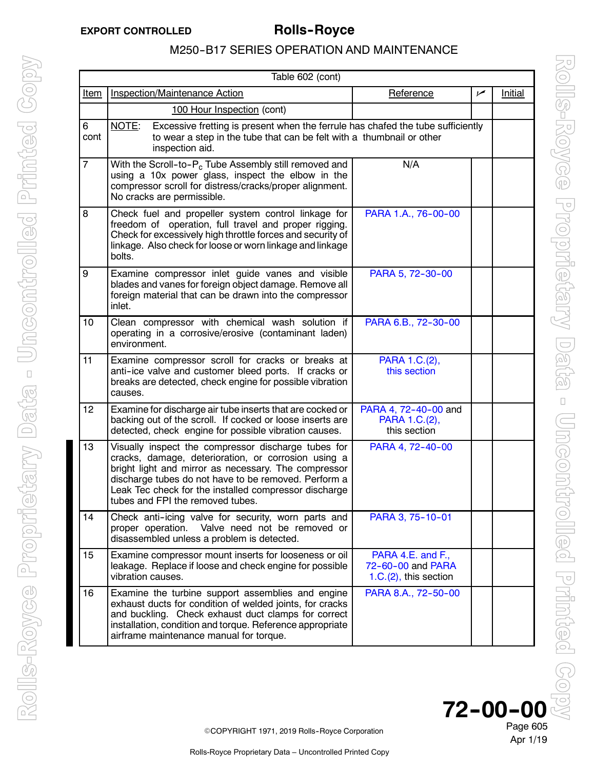| Table 602 (cont) | | | | |
|---|---|---|---|---|
| Item | Inspection/Maintenance Action | Reference | ✓ | Initial |
| | 100 Hour Inspection (cont) | | | |
| 6 cont | NOTE: Excessive fretting is present when the ferrule has chafed the tube sufficiently to wear a step in the tube that can be felt with a thumbnail or other inspection aid. | | | |
| 7 | With the Scroll-to-$P_c$ Tube Assembly still removed and using a 10x power glass, inspect the elbow in the compressor scroll for distress/cracks/proper alignment. No cracks are permissible. | N/A | | |
| 8 | Check fuel and propeller system control linkage for freedom of operation, full travel and proper rigging. Check for excessively high throttle forces and security of linkage. Also check for loose or worn linkage and linkage bolts. | PARA 1.A., 76-00-00 | | |
| 9 | Examine compressor inlet guide vanes and visible blades and vanes for foreign object damage. Remove all foreign material that can be drawn into the compressor inlet. | PARA 5, 72-30-00 | | |
| 10 | Clean compressor with chemical wash solution if operating in a corrosive/erosive (contaminant laden) environment. | PARA 6.B., 72-30-00 | | |
| 11 | Examine compressor scroll for cracks or breaks at anti-ice valve and customer bleed ports. If cracks or breaks are detected, check engine for possible vibration causes. | PARA 1.C.(2), this section | | |
| 12 | Examine for discharge air tube inserts that are cocked or backing out of the scroll. If cocked or loose inserts are detected, check engine for possible vibration causes. | PARA 4, 72-40-00 and PARA 1.C.(2), this section | | |
| 13 | Visually inspect the compressor discharge tubes for cracks, damage, deterioration, or corrosion using a bright light and mirror as necessary. The compressor discharge tubes do not have to be removed. Perform a Leak Tec check for the installed compressor discharge tubes and FPI the removed tubes. | PARA 4, 72-40-00 | | |
| 14 | Check anti-icing valve for security, worn parts and proper operation. Valve need not be removed or disassembled unless a problem is detected. | PARA 3, 75-10-01 | | |
| 15 | Examine compressor mount inserts for looseness or oil leakage. Replace if loose and check engine for possible vibration causes. | PARA 4.E. and F., 72-60-00 and PARA 1.C.(2), this section | | |
| 16 | Examine the turbine support assemblies and engine exhaust ducts for condition of welded joints, for cracks and buckling. Check exhaust duct clamps for correct installation, condition and torque. Reference appropriate airframe maintenance manual for torque. | PARA 8.A., 72-50-00 | | |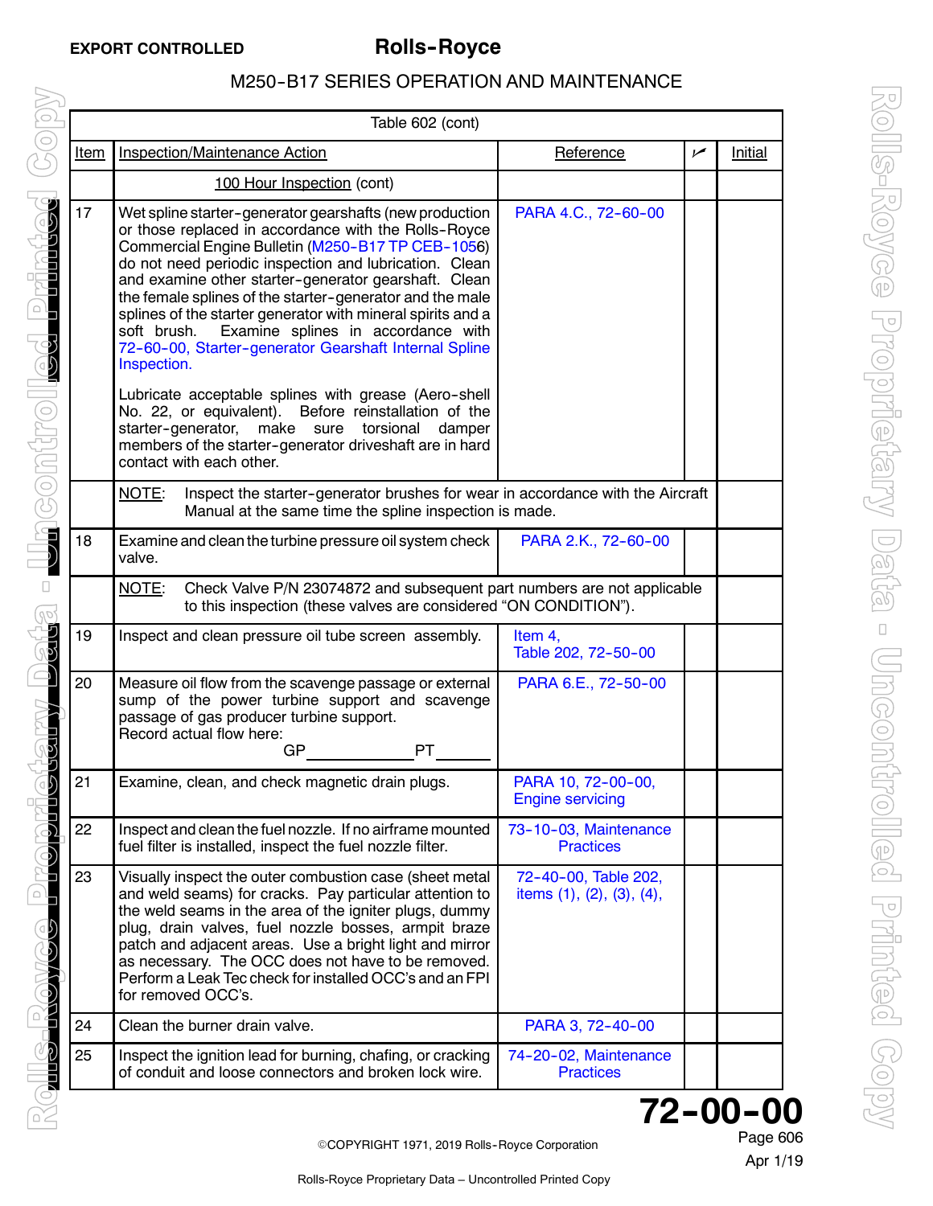| Table 602 (cont) | | | | |
|---|---|---|---|---|
| Item | Inspection/Maintenance Action | Reference | ✓ | Initial |
| | 100 Hour Inspection (cont) | | | |
| 17 | Wet spline starter-generator gearshafts (new production or those replaced in accordance with the Rolls-Royce Commercial Engine Bulletin (M250-B17 TP CEB-1056) do not need periodic inspection and lubrication. Clean and examine other starter-generator gearshaft. Clean the female splines of the starter-generator and the male splines of the starter generator with mineral spirits and a soft brush. Examine splines in accordance with 72-60-00, Starter-generator Gearshaft Internal Spline Inspection.<br><br>Lubricate acceptable splines with grease (Aero-shell No. 22, or equivalent). Before reinstallation of the starter-generator, make sure torsional damper members of the starter-generator driveshaft are in hard contact with each other. | PARA 4.C., 72-60-00 | | |
| | NOTE: Inspect the starter-generator brushes for wear in accordance with the Aircraft Manual at the same time the spline inspection is made. | | | |
| 18 | Examine and clean the turbine pressure oil system check valve. | PARA 2.K., 72-60-00 | | |
| | NOTE: Check Valve P/N 23074872 and subsequent part numbers are not applicable to this inspection (these valves are considered "ON CONDITION"). | | | |
| 19 | Inspect and clean pressure oil tube screen assembly. | Item 4, Table 202, 72-50-00 | | |
| 20 | Measure oil flow from the scavenge passage or external sump of the power turbine support and scavenge passage of gas producer turbine support.<br>Record actual flow here:<br>GP\_\_\_\_\_\_\_\_\_\_\_\_ PT\_\_\_\_\_\_ | PARA 6.E., 72-50-00 | | |
| 21 | Examine, clean, and check magnetic drain plugs. | PARA 10, 72-00-00, Engine servicing | | |
| 22 | Inspect and clean the fuel nozzle. If no airframe mounted fuel filter is installed, inspect the fuel nozzle filter. | 73-10-03, Maintenance Practices | | |
| 23 | Visually inspect the outer combustion case (sheet metal and weld seams) for cracks. Pay particular attention to the weld seams in the area of the igniter plugs, dummy plug, drain valves, fuel nozzle bosses, armpit braze patch and adjacent areas. Use a bright light and mirror as necessary. The OCC does not have to be removed. Perform a Leak Tec check for installed OCC's and an FPI for removed OCC's. | 72-40-00, Table 202, items (1), (2), (3), (4), | | |
| 24 | Clean the burner drain valve. | PARA 3, 72-40-00 | | |
| 25 | Inspect the ignition lead for burning, chafing, or cracking of conduit and loose connectors and broken lock wire. | 74-20-02, Maintenance Practices | | |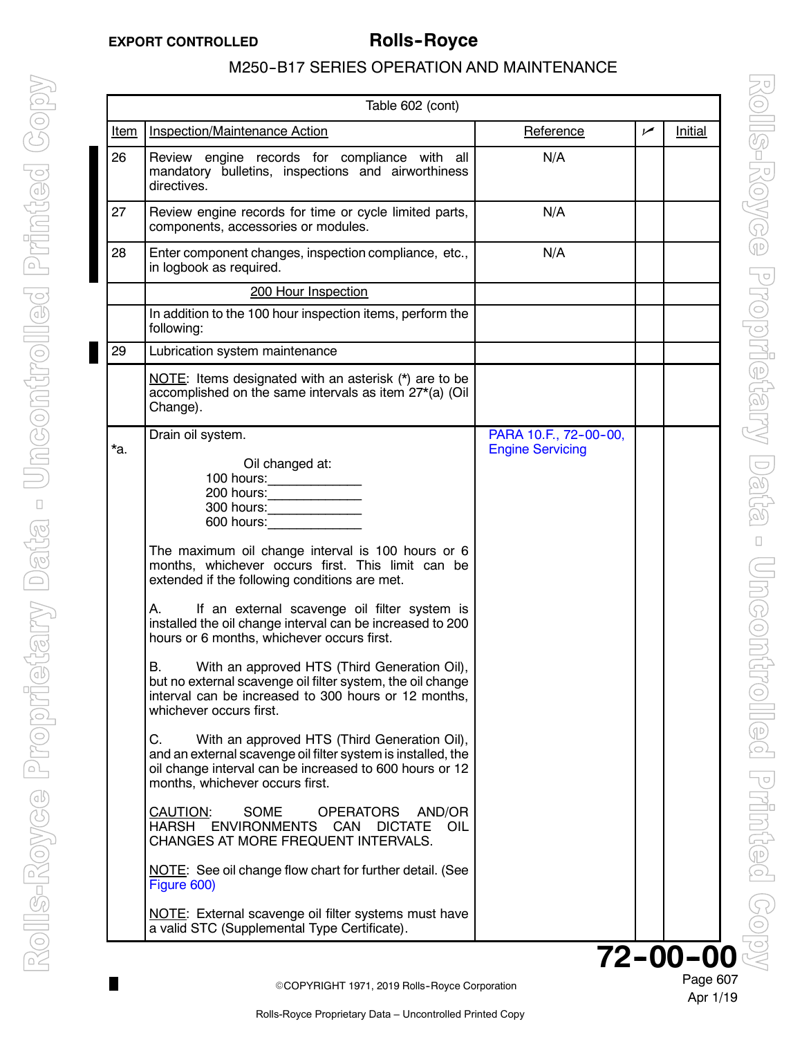| Table 602 (cont) | | | | |
|---|---|---|---|---|
| Item | Inspection/Maintenance Action | Reference | ✓ | Initial |
| 26 | Review engine records for compliance with all mandatory bulletins, inspections and airworthiness directives. | N/A | | |
| 27 | Review engine records for time or cycle limited parts, components, accessories or modules. | N/A | | |
| 28 | Enter component changes, inspection compliance, etc., in logbook as required. | N/A | | |
| | 200 Hour Inspection | | | |
| | In addition to the 100 hour inspection items, perform the following: | | | |
| 29 | Lubrication system maintenance | | | |
| | NOTE: Items designated with an asterisk (*) are to be accomplished on the same intervals as item 27*(a) (Oil Change). | | | |
| *a. | Drain oil system.<br><br>Oil changed at:<br>100 hours:_____________<br>200 hours:_____________<br>300 hours:_____________<br>600 hours:_____________<br><br>The maximum oil change interval is 100 hours or 6 months, whichever occurs first. This limit can be extended if the following conditions are met.<br><br>A. If an external scavenge oil filter system is installed the oil change interval can be increased to 200 hours or 6 months, whichever occurs first.<br><br>B. With an approved HTS (Third Generation Oil), but no external scavenge oil filter system, the oil change interval can be increased to 300 hours or 12 months, whichever occurs first.<br><br>C. With an approved HTS (Third Generation Oil), and an external scavenge oil filter system is installed, the oil change interval can be increased to 600 hours or 12 months, whichever occurs first.<br><br>CAUTION: SOME OPERATORS AND/OR HARSH ENVIRONMENTS CAN DICTATE OIL CHANGES AT MORE FREQUENT INTERVALS.<br><br>NOTE: See oil change flow chart for further detail. (See Figure 600)<br><br>NOTE: External scavenge oil filter systems must have a valid STC (Supplemental Type Certificate). | PARA 10.F., 72-00-00, Engine Servicing | | |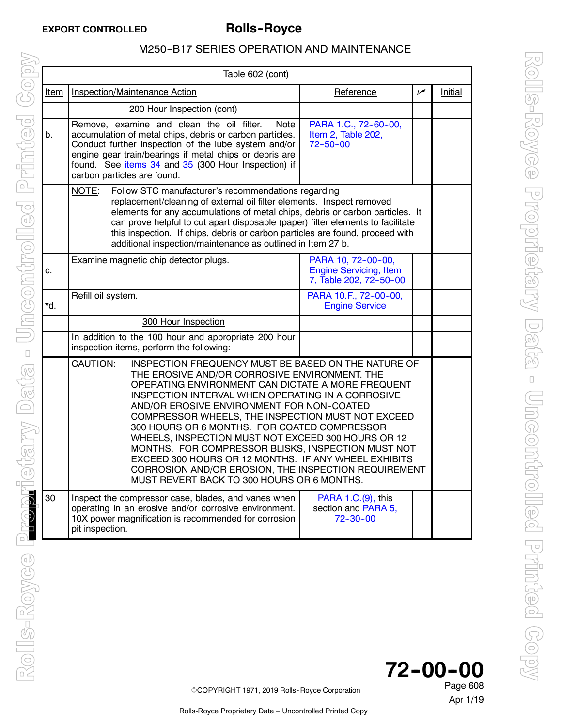| Table 602 (cont) | | | | |
|---|---|---|---|---|
| Item | Inspection/Maintenance Action | Reference | ✓ | Initial |
| | 200 Hour Inspection (cont) | | | |
| b. | Remove, examine and clean the oil filter. Note accumulation of metal chips, debris or carbon particles. Conduct further inspection of the lube system and/or engine gear train/bearings if metal chips or debris are found. See items 34 and 35 (300 Hour Inspection) if carbon particles are found. | PARA 1.C., 72-60-00, Item 2, Table 202, 72-50-00 | | |
| | NOTE: Follow STC manufacturer's recommendations regarding replacement/cleaning of external oil filter elements. Inspect removed elements for any accumulations of metal chips, debris or carbon particles. It can prove helpful to cut apart disposable (paper) filter elements to facilitate this inspection. If chips, debris or carbon particles are found, proceed with additional inspection/maintenance as outlined in Item 27 b. | | | |
| c. | Examine magnetic chip detector plugs. | PARA 10, 72-00-00, Engine Servicing, Item 7, Table 202, 72-50-00 | | |
| *d. | Refill oil system. | PARA 10.F., 72-00-00, Engine Service | | |
| | 300 Hour Inspection | | | |
| | In addition to the 100 hour and appropriate 200 hour inspection items, perform the following: | | | |
| | CAUTION: INSPECTION FREQUENCY MUST BE BASED ON THE NATURE OF THE EROSIVE AND/OR CORROSIVE ENVIRONMENT. THE OPERATING ENVIRONMENT CAN DICTATE A MORE FREQUENT INSPECTION INTERVAL WHEN OPERATING IN A CORROSIVE AND/OR EROSIVE ENVIRONMENT FOR NON-COATED COMPRESSOR WHEELS, THE INSPECTION MUST NOT EXCEED 300 HOURS OR 6 MONTHS. FOR COATED COMPRESSOR WHEELS, INSPECTION MUST NOT EXCEED 300 HOURS OR 12 MONTHS. FOR COMPRESSOR BLISKS, INSPECTION MUST NOT EXCEED 300 HOURS OR 12 MONTHS. IF ANY WHEEL EXHIBITS CORROSION AND/OR EROSION, THE INSPECTION REQUIREMENT MUST REVERT BACK TO 300 HOURS OR 6 MONTHS. | | | |
| 30 | Inspect the compressor case, blades, and vanes when operating in an erosive and/or corrosive environment. 10X power magnification is recommended for corrosion pit inspection. | PARA 1.C.(9), this section and PARA 5, 72-30-00 | | |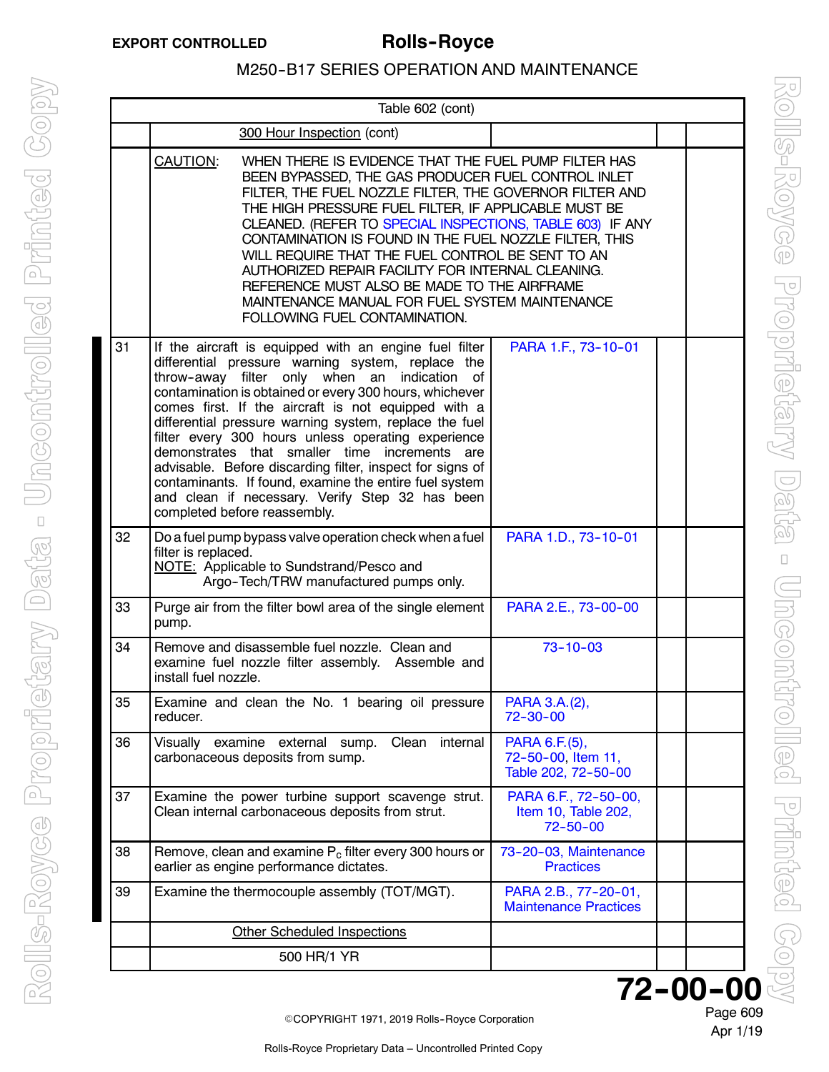| Table 602 (cont) | | | | |
|---|---|---|---|---|
| | 300 Hour Inspection (cont) | | | |
| | CAUTION: WHEN THERE IS EVIDENCE THAT THE FUEL PUMP FILTER HAS BEEN BYPASSED, THE GAS PRODUCER FUEL CONTROL INLET FILTER, THE FUEL NOZZLE FILTER, THE GOVERNOR FILTER AND THE HIGH PRESSURE FUEL FILTER, IF APPLICABLE MUST BE CLEANED. (REFER TO SPECIAL INSPECTIONS, TABLE 603) IF ANY CONTAMINATION IS FOUND IN THE FUEL NOZZLE FILTER, THIS WILL REQUIRE THAT THE FUEL CONTROL BE SENT TO AN AUTHORIZED REPAIR FACILITY FOR INTERNAL CLEANING. REFERENCE MUST ALSO BE MADE TO THE AIRFRAME MAINTENANCE MANUAL FOR FUEL SYSTEM MAINTENANCE FOLLOWING FUEL CONTAMINATION. | | | |
| 31 | If the aircraft is equipped with an engine fuel filter differential pressure warning system, replace the throw-away filter only when an indication of contamination is obtained or every 300 hours, whichever comes first. If the aircraft is not equipped with a differential pressure warning system, replace the fuel filter every 300 hours unless operating experience demonstrates that smaller time increments are advisable. Before discarding filter, inspect for signs of contaminants. If found, examine the entire fuel system and clean if necessary. Verify Step 32 has been completed before reassembly. | PARA 1.F., 73-10-01 | | |
| 32 | Do a fuel pump bypass valve operation check when a fuel filter is replaced. NOTE: Applicable to Sundstrand/Pesco and Argo-Tech/TRW manufactured pumps only. | PARA 1.D., 73-10-01 | | |
| 33 | Purge air from the filter bowl area of the single element pump. | PARA 2.E., 73-00-00 | | |
| 34 | Remove and disassemble fuel nozzle. Clean and examine fuel nozzle filter assembly. Assemble and install fuel nozzle. | 73-10-03 | | |
| 35 | Examine and clean the No. 1 bearing oil pressure reducer. | PARA 3.A.(2), 72-30-00 | | |
| 36 | Visually examine external sump. Clean internal carbonaceous deposits from sump. | PARA 6.F.(5), 72-50-00, Item 11, Table 202, 72-50-00 | | |
| 37 | Examine the power turbine support scavenge strut. Clean internal carbonaceous deposits from strut. | PARA 6.F., 72-50-00, Item 10, Table 202, 72-50-00 | | |
| 38 | Remove, clean and examine $P_c$ filter every 300 hours or earlier as engine performance dictates. | 73-20-03, Maintenance Practices | | |
| 39 | Examine the thermocouple assembly (TOT/MGT). | PARA 2.B., 77-20-01, Maintenance Practices | | |
| | Other Scheduled Inspections | | | |
| | 500 HR/1 YR | | | |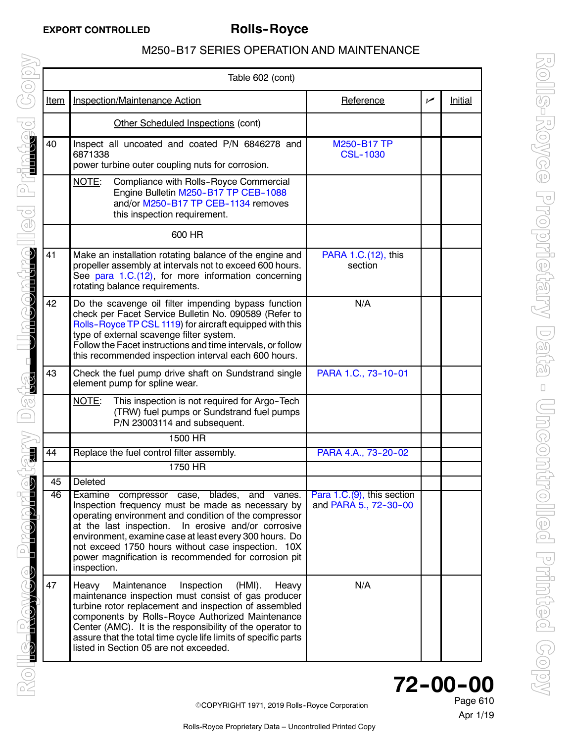| Table 602 (cont) | | | | |
|---|---|---|---|---|
| Item | Inspection/Maintenance Action | Reference | ✓ | Initial |
| | Other Scheduled Inspections (cont) | | | |
| 40 | Inspect all uncoated and coated P/N 6846278 and 6871338 power turbine outer coupling nuts for corrosion. | M250-B17 TP CSL-1030 | | |
| | NOTE: Compliance with Rolls-Royce Commercial Engine Bulletin M250-B17 TP CEB-1088 and/or M250-B17 TP CEB-1134 removes this inspection requirement. | | | |
| | 600 HR | | | |
| 41 | Make an installation rotating balance of the engine and propeller assembly at intervals not to exceed 600 hours. See para 1.C.(12), for more information concerning rotating balance requirements. | PARA 1.C.(12), this section | | |
| 42 | Do the scavenge oil filter impending bypass function check per Facet Service Bulletin No. 090589 (Refer to Rolls-Royce TP CSL 1119) for aircraft equipped with this type of external scavenge filter system. Follow the Facet instructions and time intervals, or follow this recommended inspection interval each 600 hours. | N/A | | |
| 43 | Check the fuel pump drive shaft on Sundstrand single element pump for spline wear. | PARA 1.C., 73-10-01 | | |
| | NOTE: This inspection is not required for Argo-Tech (TRW) fuel pumps or Sundstrand fuel pumps P/N 23003114 and subsequent. | | | |
| | 1500 HR | | | |
| 44 | Replace the fuel control filter assembly. | PARA 4.A., 73-20-02 | | |
| | 1750 HR | | | |
| 45 | Deleted | | | |
| 46 | Examine compressor case, blades, and vanes. Inspection frequency must be made as necessary by operating environment and condition of the compressor at the last inspection. In erosive and/or corrosive environment, examine case at least every 300 hours. Do not exceed 1750 hours without case inspection. 10X power magnification is recommended for corrosion pit inspection. | Para 1.C.(9), this section and PARA 5., 72-30-00 | | |
| 47 | Heavy Maintenance Inspection (HMI). Heavy maintenance inspection must consist of gas producer turbine rotor replacement and inspection of assembled components by Rolls-Royce Authorized Maintenance Center (AMC). It is the responsibility of the operator to assure that the total time cycle life limits of specific parts listed in Section 05 are not exceeded. | N/A | | |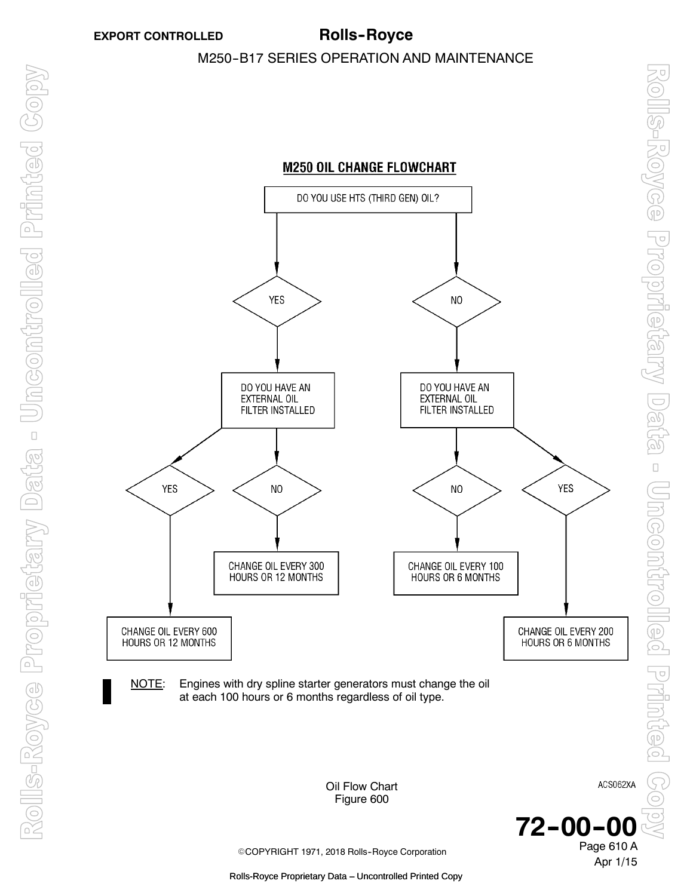## M250 OIL CHANGE FLOWCHART

DO YOU USE HTS (THIRD GEN) OIL?

- **YES** → DO YOU HAVE AN EXTERNAL OIL FILTER INSTALLED
  - **YES** → CHANGE OIL EVERY 600 HOURS OR 12 MONTHS
  - **NO** → CHANGE OIL EVERY 300 HOURS OR 12 MONTHS
- **NO** → DO YOU HAVE AN EXTERNAL OIL FILTER INSTALLED
  - **NO** → CHANGE OIL EVERY 100 HOURS OR 6 MONTHS
  - **YES** → CHANGE OIL EVERY 200 HOURS OR 6 MONTHS

NOTE: Engines with dry spline starter generators must change the oil at each 100 hours or 6 months regardless of oil type.

ACS062XA

Oil Flow Chart
Figure 600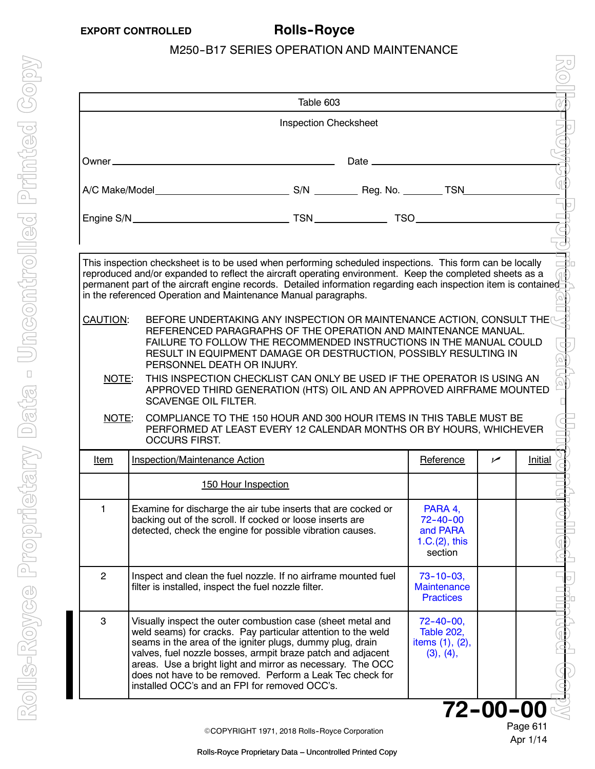Table 603

Inspection Checksheet

Owner ______________________ Date ______________________

A/C Make/Model ______________________ S/N ________ Reg. No. ________ TSN ______________

Engine S/N ______________________ TSN ______________ TSO ______________

This inspection checksheet is to be used when performing scheduled inspections. This form can be locally reproduced and/or expanded to reflect the aircraft operating environment. Keep the completed sheets as a permanent part of the aircraft engine records. Detailed information regarding each inspection item is contained in the referenced Operation and Maintenance Manual paragraphs.

CAUTION: BEFORE UNDERTAKING ANY INSPECTION OR MAINTENANCE ACTION, CONSULT THE REFERENCED PARAGRAPHS OF THE OPERATION AND MAINTENANCE MANUAL. FAILURE TO FOLLOW THE RECOMMENDED INSTRUCTIONS IN THE MANUAL COULD RESULT IN EQUIPMENT DAMAGE OR DESTRUCTION, POSSIBLY RESULTING IN PERSONNEL DEATH OR INJURY.

NOTE: THIS INSPECTION CHECKLIST CAN ONLY BE USED IF THE OPERATOR IS USING AN APPROVED THIRD GENERATION (HTS) OIL AND AN APPROVED AIRFRAME MOUNTED SCAVENGE OIL FILTER.

NOTE: COMPLIANCE TO THE 150 HOUR AND 300 HOUR ITEMS IN THIS TABLE MUST BE PERFORMED AT LEAST EVERY 12 CALENDAR MONTHS OR BY HOURS, WHICHEVER OCCURS FIRST.

| Item | Inspection/Maintenance Action | Reference | ✓ | Initial |
|---|---|---|---|---|
| | 150 Hour Inspection | | | |
| 1 | Examine for discharge the air tube inserts that are cocked or backing out of the scroll. If cocked or loose inserts are detected, check the engine for possible vibration causes. | PARA 4, 72-40-00 and PARA 1.C.(2), this section | | |
| 2 | Inspect and clean the fuel nozzle. If no airframe mounted fuel filter is installed, inspect the fuel nozzle filter. | 73-10-03, Maintenance Practices | | |
| 3 | Visually inspect the outer combustion case (sheet metal and weld seams) for cracks. Pay particular attention to the weld seams in the area of the igniter plugs, dummy plug, drain valves, fuel nozzle bosses, armpit braze patch and adjacent areas. Use a bright light and mirror as necessary. The OCC does not have to be removed. Perform a Leak Tec check for installed OCC's and an FPI for removed OCC's. | 72-40-00, Table 202, items (1), (2), (3), (4), | | |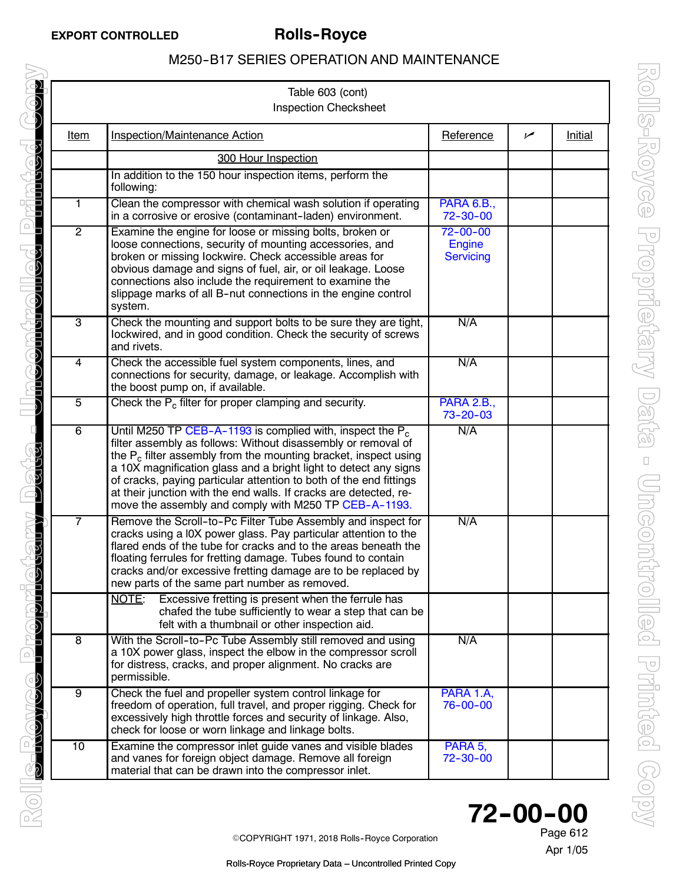Table 603 (cont)
Inspection Checksheet

| Item | Inspection/Maintenance Action | Reference | ✓ | Initial |
|---|---|---|---|---|
| | 300 Hour Inspection | | | |
| | In addition to the 150 hour inspection items, perform the following: | | | |
| 1 | Clean the compressor with chemical wash solution if operating in a corrosive or erosive (contaminant-laden) environment. | PARA 6.B., 72-30-00 | | |
| 2 | Examine the engine for loose or missing bolts, broken or loose connections, security of mounting accessories, and broken or missing lockwire. Check accessible areas for obvious damage and signs of fuel, air, or oil leakage. Loose connections also include the requirement to examine the slippage marks of all B-nut connections in the engine control system. | 72-00-00 Engine Servicing | | |
| 3 | Check the mounting and support bolts to be sure they are tight, lockwired, and in good condition. Check the security of screws and rivets. | N/A | | |
| 4 | Check the accessible fuel system components, lines, and connections for security, damage, or leakage. Accomplish with the boost pump on, if available. | N/A | | |
| 5 | Check the $P_c$ filter for proper clamping and security. | PARA 2.B., 73-20-03 | | |
| 6 | Until M250 TP CEB-A-1193 is complied with, inspect the $P_c$ filter assembly as follows: Without disassembly or removal of the $P_c$ filter assembly from the mounting bracket, inspect using a 10X magnification glass and a bright light to detect any signs of cracks, paying particular attention to both of the end fittings at their junction with the end walls. If cracks are detected, remove the assembly and comply with M250 TP CEB-A-1193. | N/A | | |
| 7 | Remove the Scroll-to-Pc Filter Tube Assembly and inspect for cracks using a l0X power glass. Pay particular attention to the flared ends of the tube for cracks and to the areas beneath the floating ferrules for fretting damage. Tubes found to contain cracks and/or excessive fretting damage are to be replaced by new parts of the same part number as removed. | N/A | | |
| | NOTE: Excessive fretting is present when the ferrule has chafed the tube sufficiently to wear a step that can be felt with a thumbnail or other inspection aid. | | | |
| 8 | With the Scroll-to-Pc Tube Assembly still removed and using a 10X power glass, inspect the elbow in the compressor scroll for distress, cracks, and proper alignment. No cracks are permissible. | N/A | | |
| 9 | Check the fuel and propeller system control linkage for freedom of operation, full travel, and proper rigging. Check for excessively high throttle forces and security of linkage. Also, check for loose or worn linkage and linkage bolts. | PARA 1.A, 76-00-00 | | |
| 10 | Examine the compressor inlet guide vanes and visible blades and vanes for foreign object damage. Remove all foreign material that can be drawn into the compressor inlet. | PARA 5, 72-30-00 | | |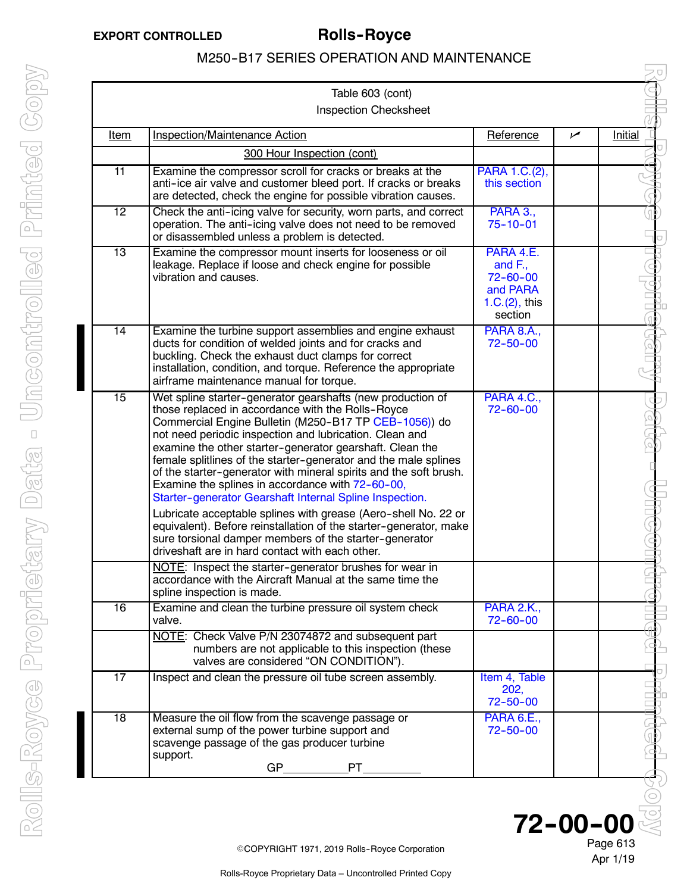| Item | Inspection/Maintenance Action | Reference | ✓ | Initial |
|---|---|---|---|---|
| | 300 Hour Inspection (cont) | | | |
| 11 | Examine the compressor scroll for cracks or breaks at the anti-ice air valve and customer bleed port. If cracks or breaks are detected, check the engine for possible vibration causes. | PARA 1.C.(2), this section | | |
| 12 | Check the anti-icing valve for security, worn parts, and correct operation. The anti-icing valve does not need to be removed or disassembled unless a problem is detected. | PARA 3., 75-10-01 | | |
| 13 | Examine the compressor mount inserts for looseness or oil leakage. Replace if loose and check engine for possible vibration and causes. | PARA 4.E. and F., 72-60-00 and PARA 1.C.(2), this section | | |
| 14 | Examine the turbine support assemblies and engine exhaust ducts for condition of welded joints and for cracks and buckling. Check the exhaust duct clamps for correct installation, condition, and torque. Reference the appropriate airframe maintenance manual for torque. | PARA 8.A., 72-50-00 | | |
| 15 | Wet spline starter-generator gearshafts (new production of those replaced in accordance with the Rolls-Royce Commercial Engine Bulletin (M250-B17 TP CEB-1056)) do not need periodic inspection and lubrication. Clean and examine the other starter-generator gearshaft. Clean the female splitlines of the starter-generator and the male splines of the starter-generator with mineral spirits and the soft brush. Examine the splines in accordance with 72-60-00, Starter-generator Gearshaft Internal Spline Inspection.<br><br>Lubricate acceptable splines with grease (Aero-shell No. 22 or equivalent). Before reinstallation of the starter-generator, make sure torsional damper members of the starter-generator driveshaft are in hard contact with each other. | PARA 4.C., 72-60-00 | | |
| | NOTE: Inspect the starter-generator brushes for wear in accordance with the Aircraft Manual at the same time the spline inspection is made. | | | |
| 16 | Examine and clean the turbine pressure oil system check valve. | PARA 2.K., 72-60-00 | | |
| | NOTE: Check Valve P/N 23074872 and subsequent part numbers are not applicable to this inspection (these valves are considered "ON CONDITION"). | | | |
| 17 | Inspect and clean the pressure oil tube screen assembly. | Item 4, Table 202, 72-50-00 | | |
| 18 | Measure the oil flow from the scavenge passage or external sump of the power turbine support and scavenge passage of the gas producer turbine support.<br>GP__________PT_________ | PARA 6.E., 72-50-00 | | |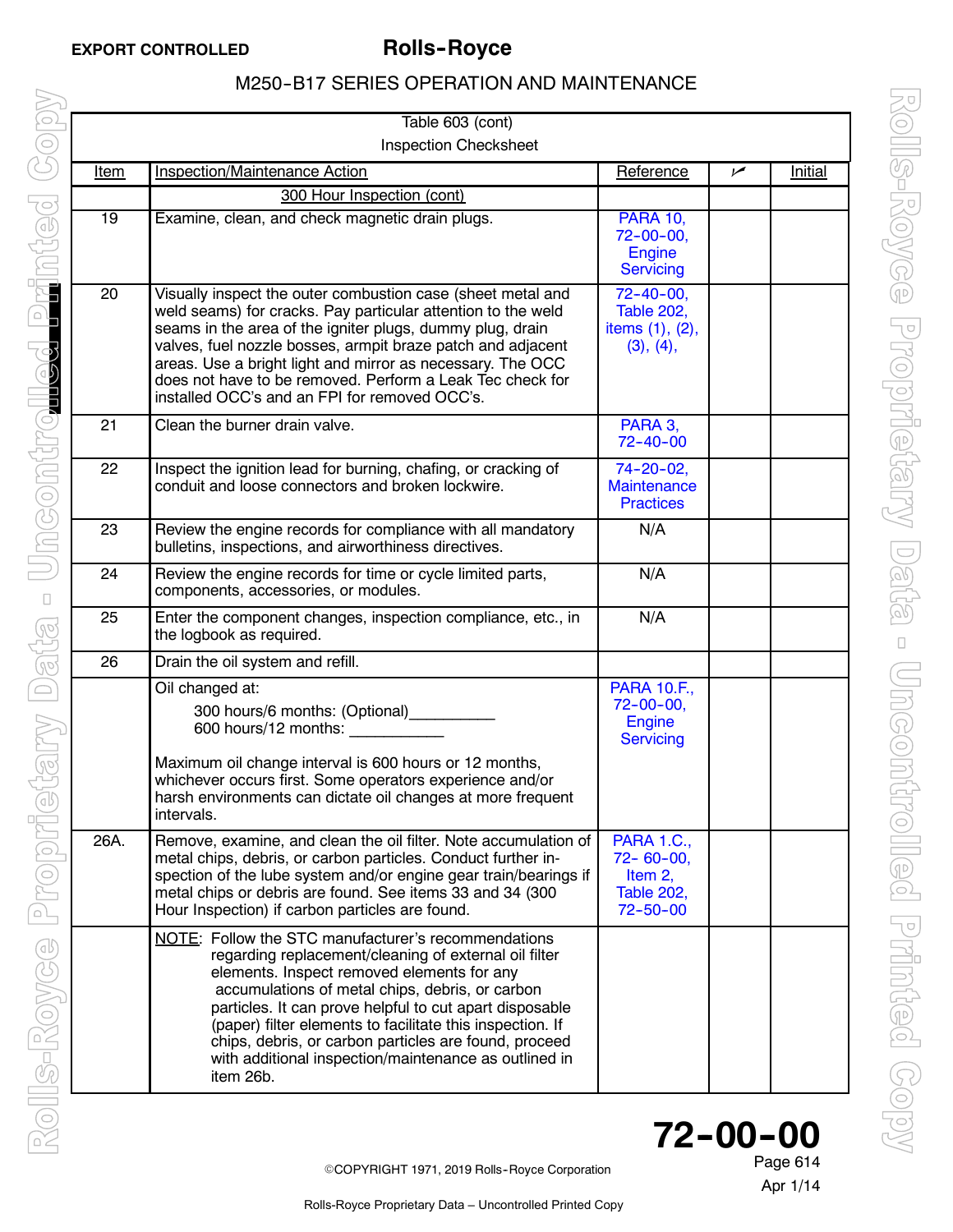Table 603 (cont)

Inspection Checksheet

| Item | Inspection/Maintenance Action | Reference | ✓ | Initial |
|---|---|---|---|---|
| | 300 Hour Inspection (cont) | | | |
| 19 | Examine, clean, and check magnetic drain plugs. | PARA 10, 72-00-00, Engine Servicing | | |
| 20 | Visually inspect the outer combustion case (sheet metal and weld seams) for cracks. Pay particular attention to the weld seams in the area of the igniter plugs, dummy plug, drain valves, fuel nozzle bosses, armpit braze patch and adjacent areas. Use a bright light and mirror as necessary. The OCC does not have to be removed. Perform a Leak Tec check for installed OCC's and an FPI for removed OCC's. | 72-40-00, Table 202, items (1), (2), (3), (4), | | |
| 21 | Clean the burner drain valve. | PARA 3, 72-40-00 | | |
| 22 | Inspect the ignition lead for burning, chafing, or cracking of conduit and loose connectors and broken lockwire. | 74-20-02, Maintenance Practices | | |
| 23 | Review the engine records for compliance with all mandatory bulletins, inspections, and airworthiness directives. | N/A | | |
| 24 | Review the engine records for time or cycle limited parts, components, accessories, or modules. | N/A | | |
| 25 | Enter the component changes, inspection compliance, etc., in the logbook as required. | N/A | | |
| 26 | Drain the oil system and refill. | | | |
| | Oil changed at:<br>300 hours/6 months: (Optional)__________<br>600 hours/12 months: ___________<br><br>Maximum oil change interval is 600 hours or 12 months, whichever occurs first. Some operators experience and/or harsh environments can dictate oil changes at more frequent intervals. | PARA 10.F., 72-00-00, Engine Servicing | | |
| 26A. | Remove, examine, and clean the oil filter. Note accumulation of metal chips, debris, or carbon particles. Conduct further inspection of the lube system and/or engine gear train/bearings if metal chips or debris are found. See items 33 and 34 (300 Hour Inspection) if carbon particles are found. | PARA 1.C., 72- 60-00, Item 2, Table 202, 72-50-00 | | |
| | NOTE: Follow the STC manufacturer's recommendations regarding replacement/cleaning of external oil filter elements. Inspect removed elements for any accumulations of metal chips, debris, or carbon particles. It can prove helpful to cut apart disposable (paper) filter elements to facilitate this inspection. If chips, debris, or carbon particles are found, proceed with additional inspection/maintenance as outlined in item 26b. | | | |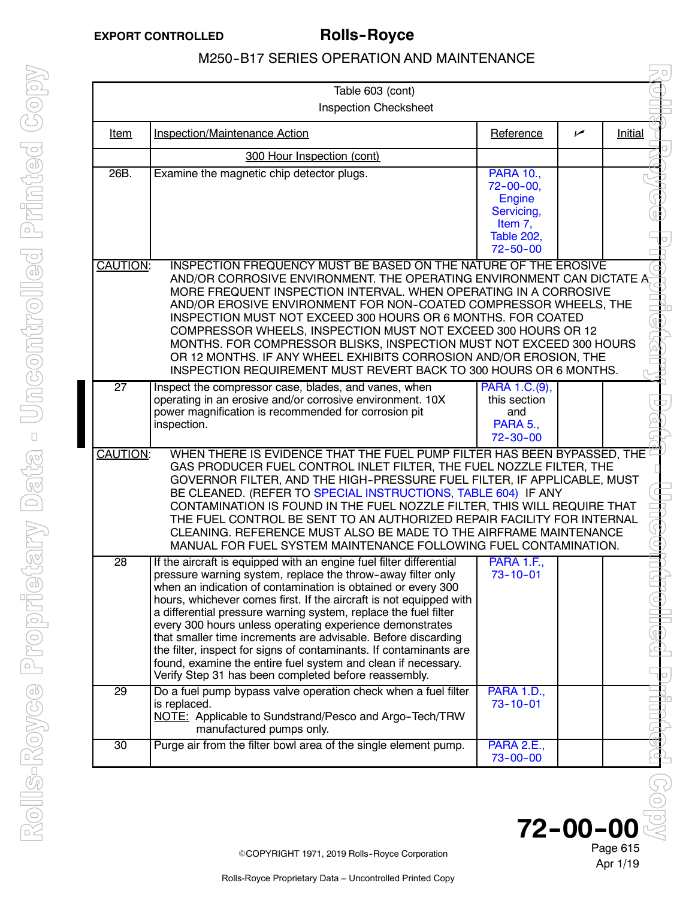| Table 603 (cont) Inspection Checksheet | | | | |
|---|---|---|---|---|
| Item | Inspection/Maintenance Action | Reference | ✓ | Initial |
| | 300 Hour Inspection (cont) | | | |
| 26B. | Examine the magnetic chip detector plugs. | PARA 10., 72-00-00, Engine Servicing, Item 7, Table 202, 72-50-00 | | |
| CAUTION: | INSPECTION FREQUENCY MUST BE BASED ON THE NATURE OF THE EROSIVE AND/OR CORROSIVE ENVIRONMENT. THE OPERATING ENVIRONMENT CAN DICTATE A MORE FREQUENT INSPECTION INTERVAL. WHEN OPERATING IN A CORROSIVE AND/OR EROSIVE ENVIRONMENT FOR NON-COATED COMPRESSOR WHEELS, THE INSPECTION MUST NOT EXCEED 300 HOURS OR 6 MONTHS. FOR COATED COMPRESSOR WHEELS, INSPECTION MUST NOT EXCEED 300 HOURS OR 12 MONTHS. FOR COMPRESSOR BLISKS, INSPECTION MUST NOT EXCEED 300 HOURS OR 12 MONTHS. IF ANY WHEEL EXHIBITS CORROSION AND/OR EROSION, THE INSPECTION REQUIREMENT MUST REVERT BACK TO 300 HOURS OR 6 MONTHS. | | | |
| 27 | Inspect the compressor case, blades, and vanes, when operating in an erosive and/or corrosive environment. 10X power magnification is recommended for corrosion pit inspection. | PARA 1.C.(9), this section and PARA 5., 72-30-00 | | |
| CAUTION: | WHEN THERE IS EVIDENCE THAT THE FUEL PUMP FILTER HAS BEEN BYPASSED, THE GAS PRODUCER FUEL CONTROL INLET FILTER, THE FUEL NOZZLE FILTER, THE GOVERNOR FILTER, AND THE HIGH-PRESSURE FUEL FILTER, IF APPLICABLE, MUST BE CLEANED. (REFER TO SPECIAL INSTRUCTIONS, TABLE 604) IF ANY CONTAMINATION IS FOUND IN THE FUEL NOZZLE FILTER, THIS WILL REQUIRE THAT THE FUEL CONTROL BE SENT TO AN AUTHORIZED REPAIR FACILITY FOR INTERNAL CLEANING. REFERENCE MUST ALSO BE MADE TO THE AIRFRAME MAINTENANCE MANUAL FOR FUEL SYSTEM MAINTENANCE FOLLOWING FUEL CONTAMINATION. | | | |
| 28 | If the aircraft is equipped with an engine fuel filter differential pressure warning system, replace the throw-away filter only when an indication of contamination is obtained or every 300 hours, whichever comes first. If the aircraft is not equipped with a differential pressure warning system, replace the fuel filter every 300 hours unless operating experience demonstrates that smaller time increments are advisable. Before discarding the filter, inspect for signs of contaminants. If contaminants are found, examine the entire fuel system and clean if necessary. Verify Step 31 has been completed before reassembly. | PARA 1.F., 73-10-01 | | |
| 29 | Do a fuel pump bypass valve operation check when a fuel filter is replaced. NOTE: Applicable to Sundstrand/Pesco and Argo-Tech/TRW manufactured pumps only. | PARA 1.D., 73-10-01 | | |
| 30 | Purge air from the filter bowl area of the single element pump. | PARA 2.E., 73-00-00 | | |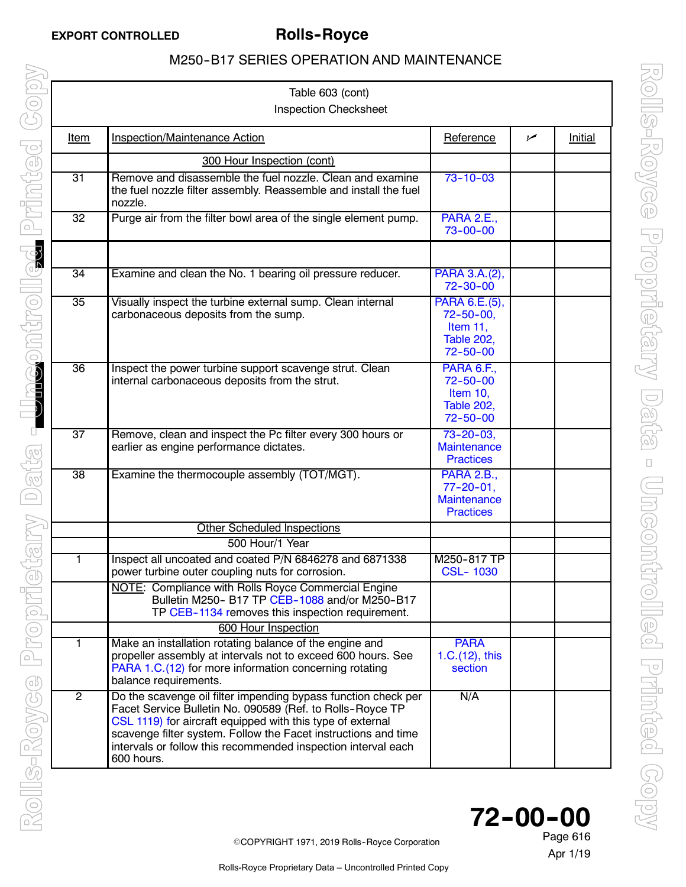Table 603 (cont)

Inspection Checksheet

| Item | Inspection/Maintenance Action | Reference | ✓ | Initial |
|---|---|---|---|---|
| | 300 Hour Inspection (cont) | | | |
| 31 | Remove and disassemble the fuel nozzle. Clean and examine the fuel nozzle filter assembly. Reassemble and install the fuel nozzle. | 73-10-03 | | |
| 32 | Purge air from the filter bowl area of the single element pump. | PARA 2.E., 73-00-00 | | |
| | | | | |
| 34 | Examine and clean the No. 1 bearing oil pressure reducer. | PARA 3.A.(2), 72-30-00 | | |
| 35 | Visually inspect the turbine external sump. Clean internal carbonaceous deposits from the sump. | PARA 6.E.(5), 72-50-00, Item 11, Table 202, 72-50-00 | | |
| 36 | Inspect the power turbine support scavenge strut. Clean internal carbonaceous deposits from the strut. | PARA 6.F., 72-50-00 Item 10, Table 202, 72-50-00 | | |
| 37 | Remove, clean and inspect the Pc filter every 300 hours or earlier as engine performance dictates. | 73-20-03, Maintenance Practices | | |
| 38 | Examine the thermocouple assembly (TOT/MGT). | PARA 2.B., 77-20-01, Maintenance Practices | | |
| | Other Scheduled Inspections | | | |
| | 500 Hour/1 Year | | | |
| 1 | Inspect all uncoated and coated P/N 6846278 and 6871338 power turbine outer coupling nuts for corrosion. | M250-817 TP CSL- 1030 | | |
| | NOTE: Compliance with Rolls Royce Commercial Engine Bulletin M250- B17 TP CEB-1088 and/or M250-B17 TP CEB-1134 removes this inspection requirement. | | | |
| | 600 Hour Inspection | | | |
| 1 | Make an installation rotating balance of the engine and propeller assembly at intervals not to exceed 600 hours. See PARA 1.C.(12) for more information concerning rotating balance requirements. | PARA 1.C.(12), this section | | |
| 2 | Do the scavenge oil filter impending bypass function check per Facet Service Bulletin No. 090589 (Ref. to Rolls-Royce TP CSL 1119) for aircraft equipped with this type of external scavenge filter system. Follow the Facet instructions and time intervals or follow this recommended inspection interval each 600 hours. | N/A | | |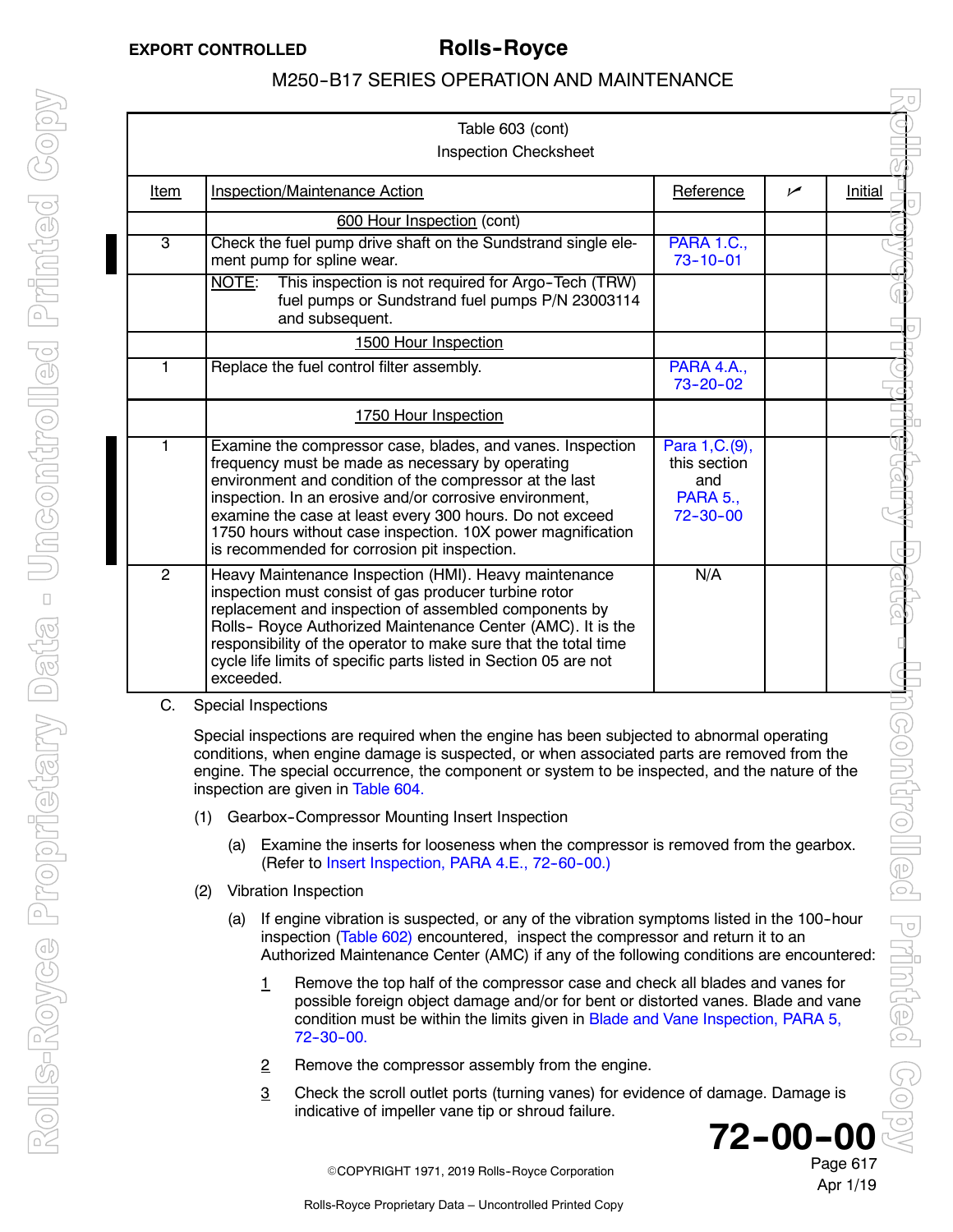Table 603 (cont)
Inspection Checksheet

| Item | Inspection/Maintenance Action | Reference | ✓ | Initial |
|---|---|---|---|---|
| | 600 Hour Inspection (cont) | | | |
| 3 | Check the fuel pump drive shaft on the Sundstrand single element pump for spline wear. | PARA 1.C., 73-10-01 | | |
| | NOTE: This inspection is not required for Argo-Tech (TRW) fuel pumps or Sundstrand fuel pumps P/N 23003114 and subsequent. | | | |
| | 1500 Hour Inspection | | | |
| 1 | Replace the fuel control filter assembly. | PARA 4.A., 73-20-02 | | |
| | 1750 Hour Inspection | | | |
| 1 | Examine the compressor case, blades, and vanes. Inspection frequency must be made as necessary by operating environment and condition of the compressor at the last inspection. In an erosive and/or corrosive environment, examine the case at least every 300 hours. Do not exceed 1750 hours without case inspection. 10X power magnification is recommended for corrosion pit inspection. | Para 1,C.(9), this section and PARA 5., 72-30-00 | | |
| 2 | Heavy Maintenance Inspection (HMI). Heavy maintenance inspection must consist of gas producer turbine rotor replacement and inspection of assembled components by Rolls- Royce Authorized Maintenance Center (AMC). It is the responsibility of the operator to make sure that the total time cycle life limits of specific parts listed in Section 05 are not exceeded. | N/A | | |

C. Special Inspections

Special inspections are required when the engine has been subjected to abnormal operating conditions, when engine damage is suspected, or when associated parts are removed from the engine. The special occurrence, the component or system to be inspected, and the nature of the inspection are given in Table 604.

(1) Gearbox-Compressor Mounting Insert Inspection

(a) Examine the inserts for looseness when the compressor is removed from the gearbox. (Refer to Insert Inspection, PARA 4.E., 72-60-00.)

(2) Vibration Inspection

(a) If engine vibration is suspected, or any of the vibration symptoms listed in the 100-hour inspection (Table 602) encountered, inspect the compressor and return it to an Authorized Maintenance Center (AMC) if any of the following conditions are encountered:

1 Remove the top half of the compressor case and check all blades and vanes for possible foreign object damage and/or for bent or distorted vanes. Blade and vane condition must be within the limits given in Blade and Vane Inspection, PARA 5, 72-30-00.

2 Remove the compressor assembly from the engine.

3 Check the scroll outlet ports (turning vanes) for evidence of damage. Damage is indicative of impeller vane tip or shroud failure.